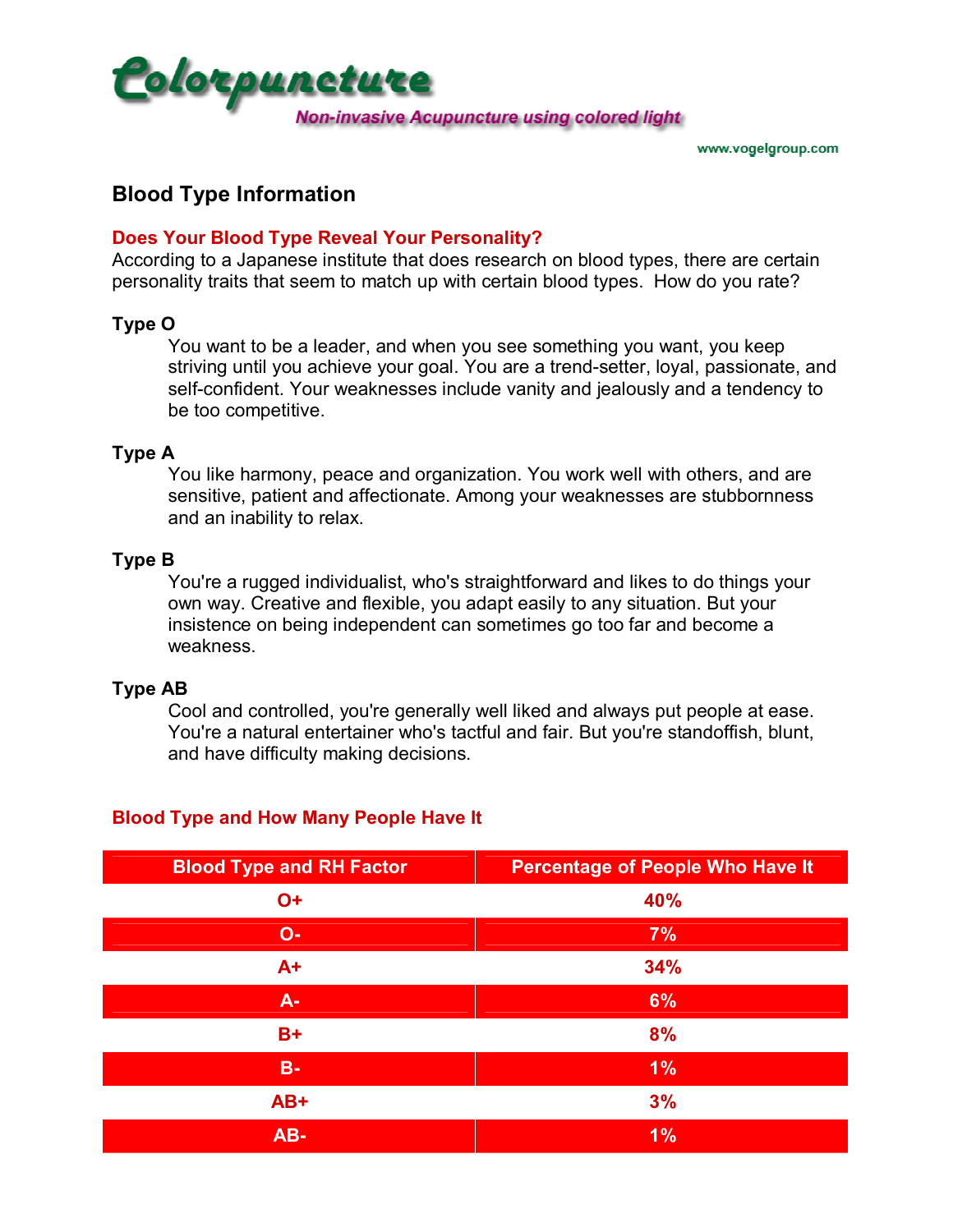# Colorpuncture

Non-invasive Acupuncture using colored light

www.vogelgroup.com

## Blood Type Information

### Does Your Blood Type Reveal Your Personality?

According to a Japanese institute that does research on blood types, there are certain personality traits that seem to match up with certain blood types. How do you rate?

**Type O**

You want to be a leader, and when you see something you want, you keep striving until you achieve your goal. You are a trend-setter, loyal, passionate, and self-confident. Your weaknesses include vanity and jealously and a tendency to be too competitive.

**Type A**

You like harmony, peace and organization. You work well with others, and are sensitive, patient and affectionate. Among your weaknesses are stubbornness and an inability to relax.

**Type B**

You're a rugged individualist, who's straightforward and likes to do things your own way. Creative and flexible, you adapt easily to any situation. But your insistence on being independent can sometimes go too far and become a weakness.

**Type AB**

Cool and controlled, you're generally well liked and always put people at ease. You're a natural entertainer who's tactful and fair. But you're standoffish, blunt, and have difficulty making decisions.

### Blood Type and How Many People Have It

| Blood Type and RH Factor | Percentage of People Who Have It |
|---|---|
| O+ | 40% |
| O- | 7% |
| A+ | 34% |
| A- | 6% |
| B+ | 8% |
| B- | 1% |
| AB+ | 3% |
| AB- | 1% |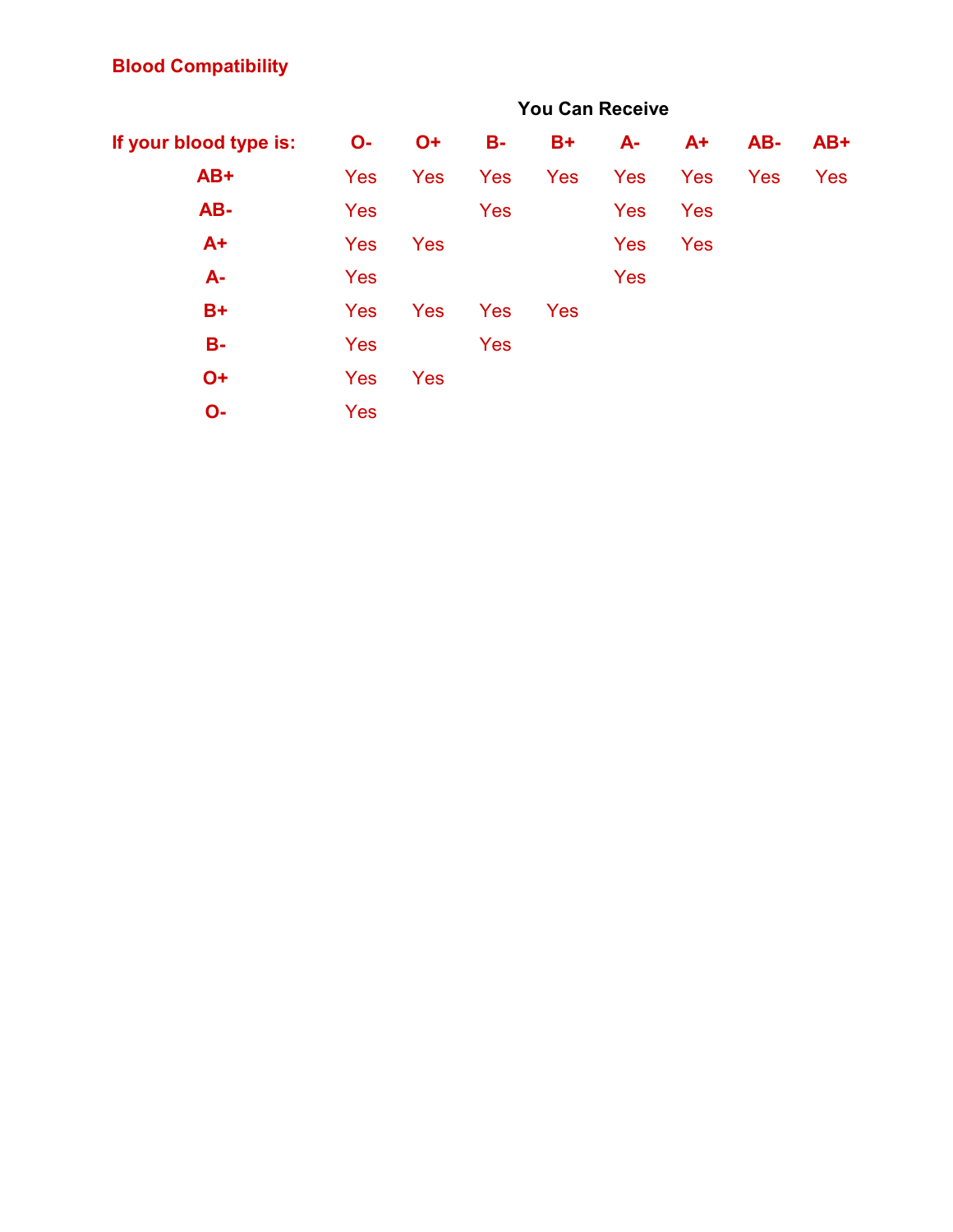**Blood Compatibility**

| | You Can Receive | | | | | | | |
|---|---|---|---|---|---|---|---|---|
| **If your blood type is:** | **O-** | **O+** | **B-** | **B+** | **A-** | **A+** | **AB-** | **AB+** |
| **AB+** | Yes | Yes | Yes | Yes | Yes | Yes | Yes | Yes |
| **AB-** | Yes | | Yes | | Yes | | Yes | |
| **A+** | Yes | Yes | | | Yes | Yes | | |
| **A-** | Yes | | | | Yes | | | |
| **B+** | Yes | Yes | Yes | Yes | | | | |
| **B-** | Yes | | Yes | | | | | |
| **O+** | Yes | Yes | | | | | | |
| **O-** | Yes | | | | | | | |